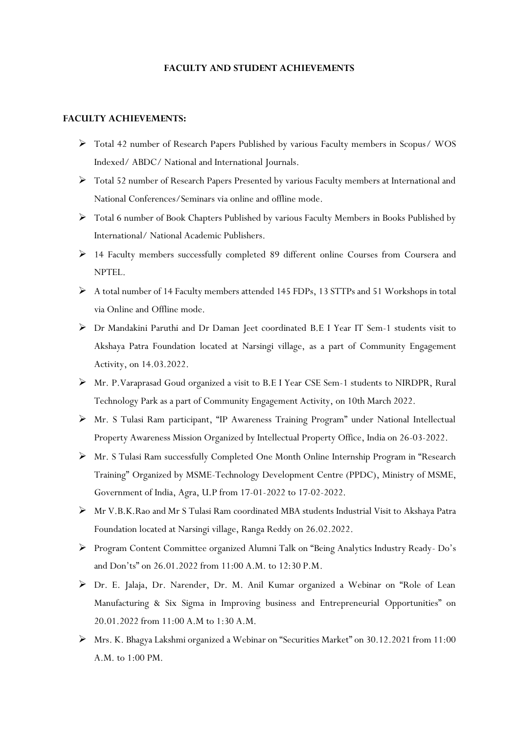# FACULTY AND STUDENT ACHIEVEMENTS

## FACULTY ACHIEVEMENTS:

- Total 42 number of Research Papers Published by various Faculty members in Scopus/ WOS Indexed/ ABDC/ National and International Journals.
- Total 52 number of Research Papers Presented by various Faculty members at International and National Conferences/Seminars via online and offline mode.
- Total 6 number of Book Chapters Published by various Faculty Members in Books Published by International/ National Academic Publishers.
- 14 Faculty members successfully completed 89 different online Courses from Coursera and NPTEL.
- A total number of 14 Faculty members attended 145 FDPs, 13 STTPs and 51 Workshops in total via Online and Offline mode.
- Dr Mandakini Paruthi and Dr Daman Jeet coordinated B.E I Year IT Sem-1 students visit to Akshaya Patra Foundation located at Narsingi village, as a part of Community Engagement Activity, on 14.03.2022.
- Mr. P.Varaprasad Goud organized a visit to B.E I Year CSE Sem-1 students to NIRDPR, Rural Technology Park as a part of Community Engagement Activity, on 10th March 2022.
- Mr. S Tulasi Ram participant, "IP Awareness Training Program" under National Intellectual Property Awareness Mission Organized by Intellectual Property Office, India on 26-03-2022.
- Mr. S Tulasi Ram successfully Completed One Month Online Internship Program in "Research Training" Organized by MSME-Technology Development Centre (PPDC), Ministry of MSME, Government of India, Agra, U.P from 17-01-2022 to 17-02-2022.
- Mr V.B.K.Rao and Mr S Tulasi Ram coordinated MBA students Industrial Visit to Akshaya Patra Foundation located at Narsingi village, Ranga Reddy on 26.02.2022.
- Program Content Committee organized Alumni Talk on "Being Analytics Industry Ready- Do's and Don'ts" on 26.01.2022 from 11:00 A.M. to 12:30 P.M.
- Dr. E. Jalaja, Dr. Narender, Dr. M. Anil Kumar organized a Webinar on "Role of Lean Manufacturing & Six Sigma in Improving business and Entrepreneurial Opportunities" on 20.01.2022 from 11:00 A.M to 1:30 A.M.
- Mrs. K. Bhagya Lakshmi organized a Webinar on "Securities Market" on 30.12.2021 from 11:00 A.M. to 1:00 PM.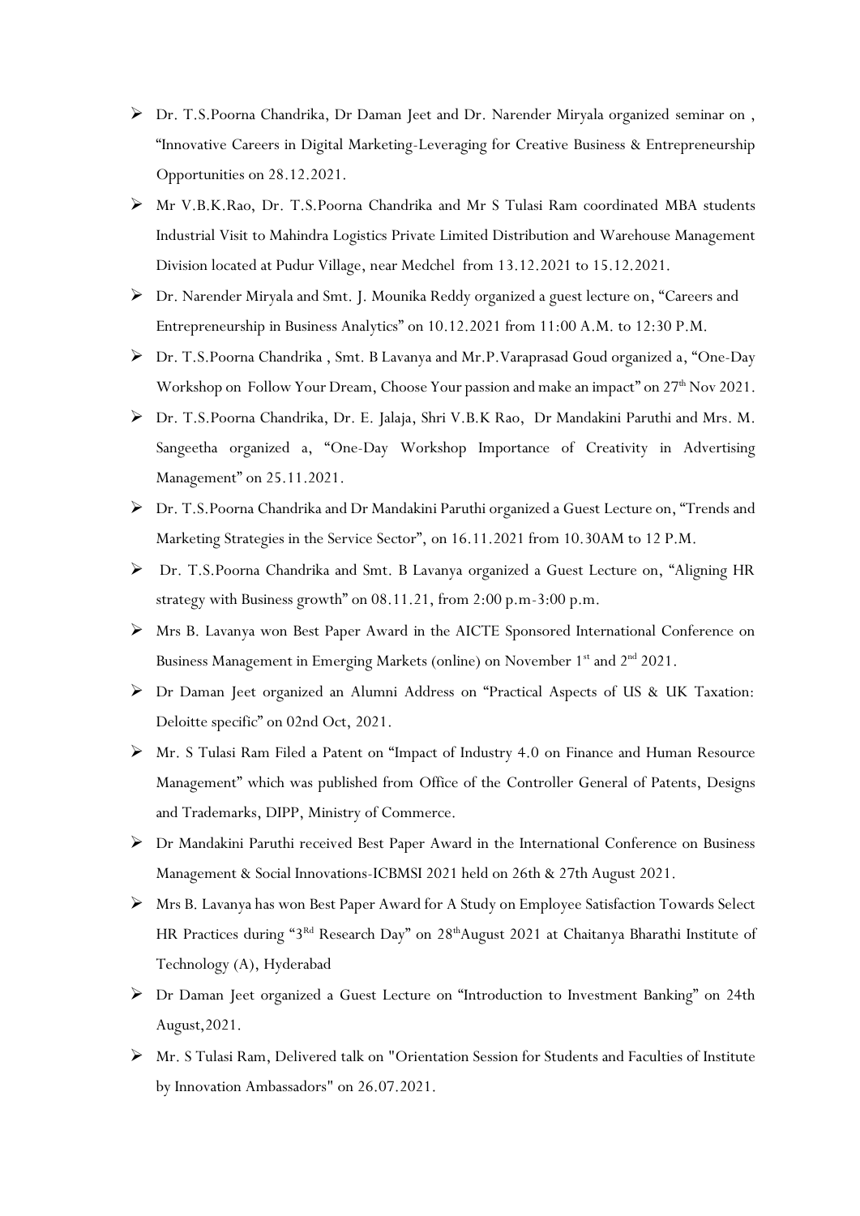- Dr. T.S.Poorna Chandrika, Dr Daman Jeet and Dr. Narender Miryala organized seminar on , "Innovative Careers in Digital Marketing-Leveraging for Creative Business & Entrepreneurship Opportunities on 28.12.2021.
- Mr V.B.K.Rao, Dr. T.S.Poorna Chandrika and Mr S Tulasi Ram coordinated MBA students Industrial Visit to Mahindra Logistics Private Limited Distribution and Warehouse Management Division located at Pudur Village, near Medchel from 13.12.2021 to 15.12.2021.
- Dr. Narender Miryala and Smt. J. Mounika Reddy organized a guest lecture on, "Careers and Entrepreneurship in Business Analytics" on 10.12.2021 from 11:00 A.M. to 12:30 P.M.
- Dr. T.S.Poorna Chandrika , Smt. B Lavanya and Mr.P.Varaprasad Goud organized a, "One-Day Workshop on Follow Your Dream, Choose Your passion and make an impact" on 27th Nov 2021.
- Dr. T.S.Poorna Chandrika, Dr. E. Jalaja, Shri V.B.K Rao, Dr Mandakini Paruthi and Mrs. M. Sangeetha organized a, "One-Day Workshop Importance of Creativity in Advertising Management" on 25.11.2021.
- Dr. T.S.Poorna Chandrika and Dr Mandakini Paruthi organized a Guest Lecture on, "Trends and Marketing Strategies in the Service Sector", on 16.11.2021 from 10.30AM to 12 P.M.
- Dr. T.S.Poorna Chandrika and Smt. B Lavanya organized a Guest Lecture on, "Aligning HR strategy with Business growth" on 08.11.21, from 2:00 p.m-3:00 p.m.
- Mrs B. Lavanya won Best Paper Award in the AICTE Sponsored International Conference on Business Management in Emerging Markets (online) on November 1st and 2nd 2021.
- Dr Daman Jeet organized an Alumni Address on "Practical Aspects of US & UK Taxation: Deloitte specific" on 02nd Oct, 2021.
- Mr. S Tulasi Ram Filed a Patent on "Impact of Industry 4.0 on Finance and Human Resource Management" which was published from Office of the Controller General of Patents, Designs and Trademarks, DIPP, Ministry of Commerce.
- Dr Mandakini Paruthi received Best Paper Award in the International Conference on Business Management & Social Innovations-ICBMSI 2021 held on 26th & 27th August 2021.
- Mrs B. Lavanya has won Best Paper Award for A Study on Employee Satisfaction Towards Select HR Practices during "3Rd Research Day" on 28thAugust 2021 at Chaitanya Bharathi Institute of Technology (A), Hyderabad
- Dr Daman Jeet organized a Guest Lecture on "Introduction to Investment Banking" on 24th August,2021.
- Mr. S Tulasi Ram, Delivered talk on "Orientation Session for Students and Faculties of Institute by Innovation Ambassadors" on 26.07.2021.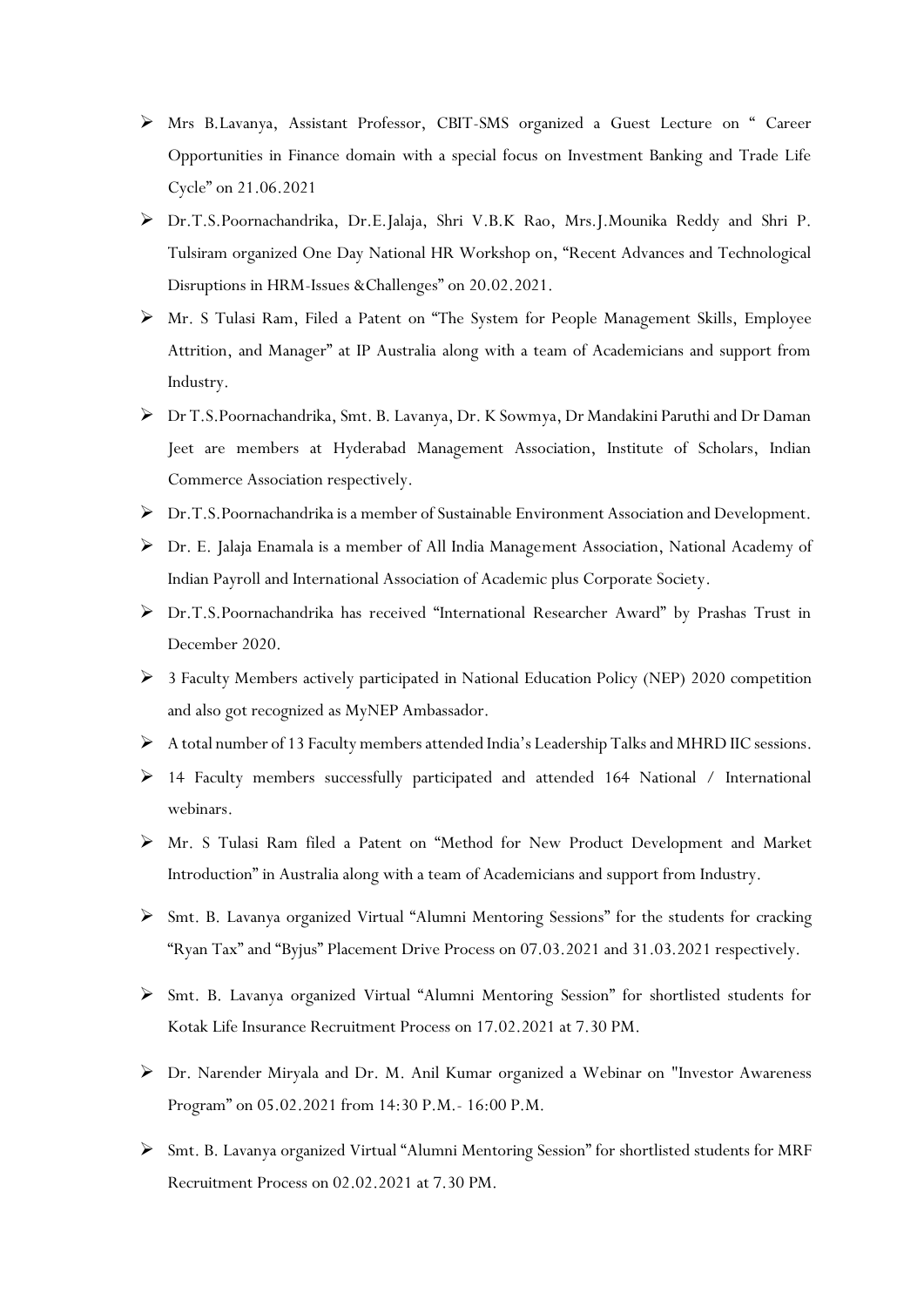- Mrs B.Lavanya, Assistant Professor, CBIT-SMS organized a Guest Lecture on " Career Opportunities in Finance domain with a special focus on Investment Banking and Trade Life Cycle" on 21.06.2021
- Dr.T.S.Poornachandrika, Dr.E.Jalaja, Shri V.B.K Rao, Mrs.J.Mounika Reddy and Shri P. Tulsiram organized One Day National HR Workshop on, "Recent Advances and Technological Disruptions in HRM-Issues &Challenges" on 20.02.2021.
- Mr. S Tulasi Ram, Filed a Patent on "The System for People Management Skills, Employee Attrition, and Manager" at IP Australia along with a team of Academicians and support from Industry.
- Dr T.S.Poornachandrika, Smt. B. Lavanya, Dr. K Sowmya, Dr Mandakini Paruthi and Dr Daman Jeet are members at Hyderabad Management Association, Institute of Scholars, Indian Commerce Association respectively.
- Dr.T.S.Poornachandrika is a member of Sustainable Environment Association and Development.
- Dr. E. Jalaja Enamala is a member of All India Management Association, National Academy of Indian Payroll and International Association of Academic plus Corporate Society.
- Dr.T.S.Poornachandrika has received "International Researcher Award" by Prashas Trust in December 2020.
- 3 Faculty Members actively participated in National Education Policy (NEP) 2020 competition and also got recognized as MyNEP Ambassador.
- A total number of 13 Faculty members attended India's Leadership Talks and MHRD IIC sessions.
- 14 Faculty members successfully participated and attended 164 National / International webinars.
- Mr. S Tulasi Ram filed a Patent on "Method for New Product Development and Market Introduction" in Australia along with a team of Academicians and support from Industry.
- Smt. B. Lavanya organized Virtual "Alumni Mentoring Sessions" for the students for cracking "Ryan Tax" and "Byjus" Placement Drive Process on 07.03.2021 and 31.03.2021 respectively.
- Smt. B. Lavanya organized Virtual "Alumni Mentoring Session" for shortlisted students for Kotak Life Insurance Recruitment Process on 17.02.2021 at 7.30 PM.
- Dr. Narender Miryala and Dr. M. Anil Kumar organized a Webinar on "Investor Awareness Program" on 05.02.2021 from 14:30 P.M.- 16:00 P.M.
- Smt. B. Lavanya organized Virtual "Alumni Mentoring Session" for shortlisted students for MRF Recruitment Process on 02.02.2021 at 7.30 PM.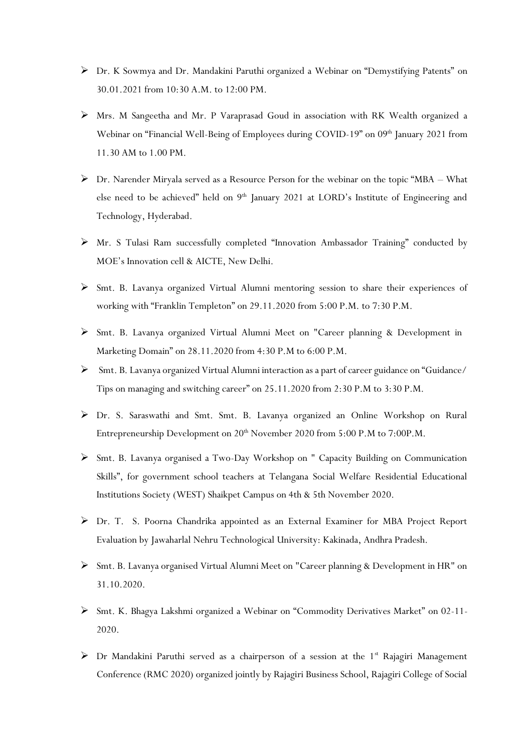- Dr. K Sowmya and Dr. Mandakini Paruthi organized a Webinar on "Demystifying Patents" on 30.01.2021 from 10:30 A.M. to 12:00 PM.
- Mrs. M Sangeetha and Mr. P Varaprasad Goud in association with RK Wealth organized a Webinar on "Financial Well-Being of Employees during COVID-19" on 09th January 2021 from 11.30 AM to 1.00 PM.
- Dr. Narender Miryala served as a Resource Person for the webinar on the topic "MBA – What else need to be achieved" held on 9th January 2021 at LORD's Institute of Engineering and Technology, Hyderabad.
- Mr. S Tulasi Ram successfully completed "Innovation Ambassador Training" conducted by MOE's Innovation cell & AICTE, New Delhi.
- Smt. B. Lavanya organized Virtual Alumni mentoring session to share their experiences of working with "Franklin Templeton" on 29.11.2020 from 5:00 P.M. to 7:30 P.M.
- Smt. B. Lavanya organized Virtual Alumni Meet on "Career planning & Development in Marketing Domain" on 28.11.2020 from 4:30 P.M to 6:00 P.M.
- Smt. B. Lavanya organized Virtual Alumni interaction as a part of career guidance on "Guidance/ Tips on managing and switching career" on 25.11.2020 from 2:30 P.M to 3:30 P.M.
- Dr. S. Saraswathi and Smt. Smt. B. Lavanya organized an Online Workshop on Rural Entrepreneurship Development on 20th November 2020 from 5:00 P.M to 7:00P.M.
- Smt. B. Lavanya organised a Two-Day Workshop on " Capacity Building on Communication Skills", for government school teachers at Telangana Social Welfare Residential Educational Institutions Society (WEST) Shaikpet Campus on 4th & 5th November 2020.
- Dr. T. S. Poorna Chandrika appointed as an External Examiner for MBA Project Report Evaluation by Jawaharlal Nehru Technological University: Kakinada, Andhra Pradesh.
- Smt. B. Lavanya organised Virtual Alumni Meet on "Career planning & Development in HR" on 31.10.2020.
- Smt. K. Bhagya Lakshmi organized a Webinar on "Commodity Derivatives Market" on 02-11-2020.
- Dr Mandakini Paruthi served as a chairperson of a session at the 1st Rajagiri Management Conference (RMC 2020) organized jointly by Rajagiri Business School, Rajagiri College of Social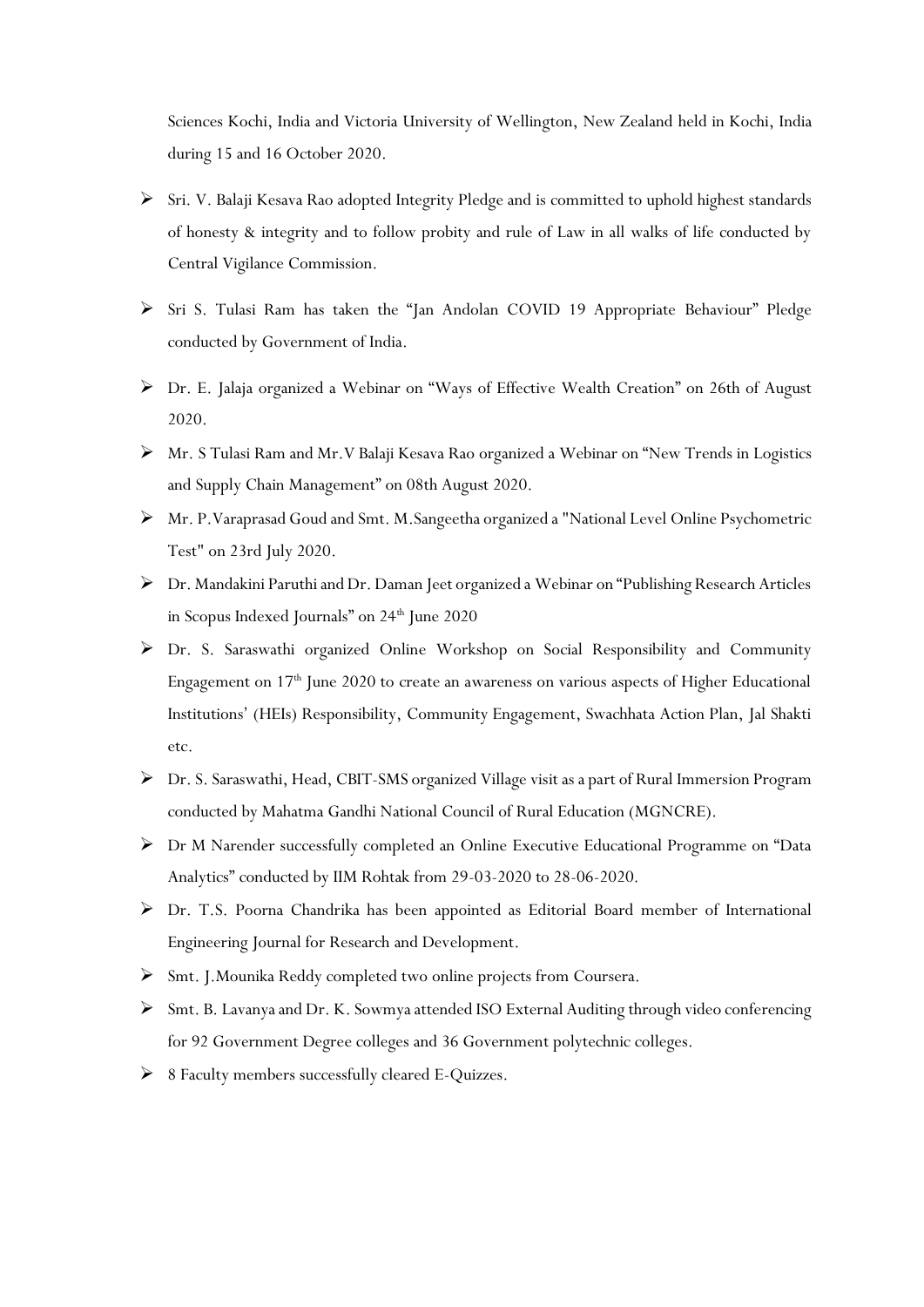Sciences Kochi, India and Victoria University of Wellington, New Zealand held in Kochi, India during 15 and 16 October 2020.

- Sri. V. Balaji Kesava Rao adopted Integrity Pledge and is committed to uphold highest standards of honesty & integrity and to follow probity and rule of Law in all walks of life conducted by Central Vigilance Commission.
- Sri S. Tulasi Ram has taken the "Jan Andolan COVID 19 Appropriate Behaviour" Pledge conducted by Government of India.
- Dr. E. Jalaja organized a Webinar on "Ways of Effective Wealth Creation" on 26th of August 2020.
- Mr. S Tulasi Ram and Mr.V Balaji Kesava Rao organized a Webinar on "New Trends in Logistics and Supply Chain Management" on 08th August 2020.
- Mr. P.Varaprasad Goud and Smt. M.Sangeetha organized a "National Level Online Psychometric Test" on 23rd July 2020.
- Dr. Mandakini Paruthi and Dr. Daman Jeet organized a Webinar on "Publishing Research Articles in Scopus Indexed Journals" on 24th June 2020
- Dr. S. Saraswathi organized Online Workshop on Social Responsibility and Community Engagement on 17th June 2020 to create an awareness on various aspects of Higher Educational Institutions' (HEIs) Responsibility, Community Engagement, Swachhata Action Plan, Jal Shakti etc.
- Dr. S. Saraswathi, Head, CBIT-SMS organized Village visit as a part of Rural Immersion Program conducted by Mahatma Gandhi National Council of Rural Education (MGNCRE).
- Dr M Narender successfully completed an Online Executive Educational Programme on "Data Analytics" conducted by IIM Rohtak from 29-03-2020 to 28-06-2020.
- Dr. T.S. Poorna Chandrika has been appointed as Editorial Board member of International Engineering Journal for Research and Development.
- Smt. J.Mounika Reddy completed two online projects from Coursera.
- Smt. B. Lavanya and Dr. K. Sowmya attended ISO External Auditing through video conferencing for 92 Government Degree colleges and 36 Government polytechnic colleges.
- 8 Faculty members successfully cleared E-Quizzes.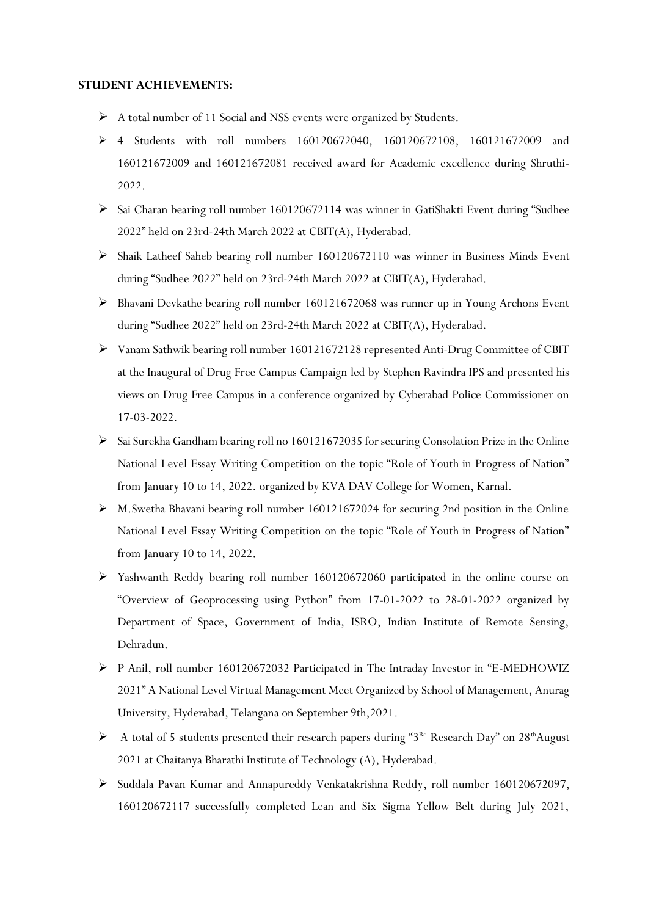**STUDENT ACHIEVEMENTS:**

- A total number of 11 Social and NSS events were organized by Students.
- 4 Students with roll numbers 160120672040, 160120672108, 160121672009 and 160121672009 and 160121672081 received award for Academic excellence during Shruthi-2022.
- Sai Charan bearing roll number 160120672114 was winner in GatiShakti Event during "Sudhee 2022" held on 23rd-24th March 2022 at CBIT(A), Hyderabad.
- Shaik Latheef Saheb bearing roll number 160120672110 was winner in Business Minds Event during "Sudhee 2022" held on 23rd-24th March 2022 at CBIT(A), Hyderabad.
- Bhavani Devkathe bearing roll number 160121672068 was runner up in Young Archons Event during "Sudhee 2022" held on 23rd-24th March 2022 at CBIT(A), Hyderabad.
- Vanam Sathwik bearing roll number 160121672128 represented Anti-Drug Committee of CBIT at the Inaugural of Drug Free Campus Campaign led by Stephen Ravindra IPS and presented his views on Drug Free Campus in a conference organized by Cyberabad Police Commissioner on 17-03-2022.
- Sai Surekha Gandham bearing roll no 160121672035 for securing Consolation Prize in the Online National Level Essay Writing Competition on the topic "Role of Youth in Progress of Nation" from January 10 to 14, 2022. organized by KVA DAV College for Women, Karnal.
- M.Swetha Bhavani bearing roll number 160121672024 for securing 2nd position in the Online National Level Essay Writing Competition on the topic "Role of Youth in Progress of Nation" from January 10 to 14, 2022.
- Yashwanth Reddy bearing roll number 160120672060 participated in the online course on "Overview of Geoprocessing using Python" from 17-01-2022 to 28-01-2022 organized by Department of Space, Government of India, ISRO, Indian Institute of Remote Sensing, Dehradun.
- P Anil, roll number 160120672032 Participated in The Intraday Investor in "E-MEDHOWIZ 2021" A National Level Virtual Management Meet Organized by School of Management, Anurag University, Hyderabad, Telangana on September 9th,2021.
- A total of 5 students presented their research papers during "3Rd Research Day" on 28thAugust 2021 at Chaitanya Bharathi Institute of Technology (A), Hyderabad.
- Suddala Pavan Kumar and Annapureddy Venkatakrishna Reddy, roll number 160120672097, 160120672117 successfully completed Lean and Six Sigma Yellow Belt during July 2021,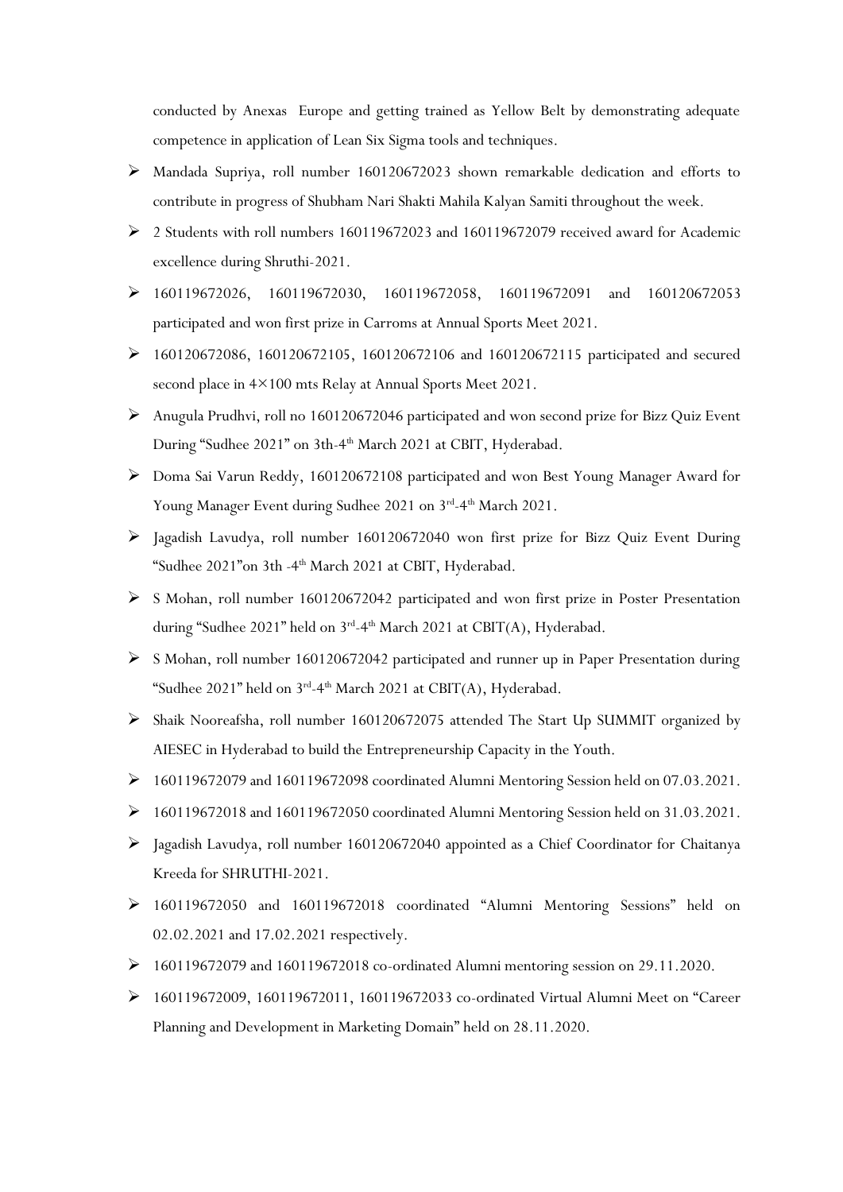conducted by Anexas Europe and getting trained as Yellow Belt by demonstrating adequate competence in application of Lean Six Sigma tools and techniques.

- Mandada Supriya, roll number 160120672023 shown remarkable dedication and efforts to contribute in progress of Shubham Nari Shakti Mahila Kalyan Samiti throughout the week.
- 2 Students with roll numbers 160119672023 and 160119672079 received award for Academic excellence during Shruthi-2021.
- 160119672026, 160119672030, 160119672058, 160119672091 and 160120672053 participated and won first prize in Carroms at Annual Sports Meet 2021.
- 160120672086, 160120672105, 160120672106 and 160120672115 participated and secured second place in 4×100 mts Relay at Annual Sports Meet 2021.
- Anugula Prudhvi, roll no 160120672046 participated and won second prize for Bizz Quiz Event During "Sudhee 2021" on 3th-4th March 2021 at CBIT, Hyderabad.
- Doma Sai Varun Reddy, 160120672108 participated and won Best Young Manager Award for Young Manager Event during Sudhee 2021 on 3rd-4th March 2021.
- Jagadish Lavudya, roll number 160120672040 won first prize for Bizz Quiz Event During "Sudhee 2021"on 3th -4th March 2021 at CBIT, Hyderabad.
- S Mohan, roll number 160120672042 participated and won first prize in Poster Presentation during "Sudhee 2021" held on 3rd-4th March 2021 at CBIT(A), Hyderabad.
- S Mohan, roll number 160120672042 participated and runner up in Paper Presentation during "Sudhee 2021" held on 3rd-4th March 2021 at CBIT(A), Hyderabad.
- Shaik Nooreafsha, roll number 160120672075 attended The Start Up SUMMIT organized by AIESEC in Hyderabad to build the Entrepreneurship Capacity in the Youth.
- 160119672079 and 160119672098 coordinated Alumni Mentoring Session held on 07.03.2021.
- 160119672018 and 160119672050 coordinated Alumni Mentoring Session held on 31.03.2021.
- Jagadish Lavudya, roll number 160120672040 appointed as a Chief Coordinator for Chaitanya Kreeda for SHRUTHI-2021.
- 160119672050 and 160119672018 coordinated "Alumni Mentoring Sessions" held on 02.02.2021 and 17.02.2021 respectively.
- 160119672079 and 160119672018 co-ordinated Alumni mentoring session on 29.11.2020.
- 160119672009, 160119672011, 160119672033 co-ordinated Virtual Alumni Meet on "Career Planning and Development in Marketing Domain" held on 28.11.2020.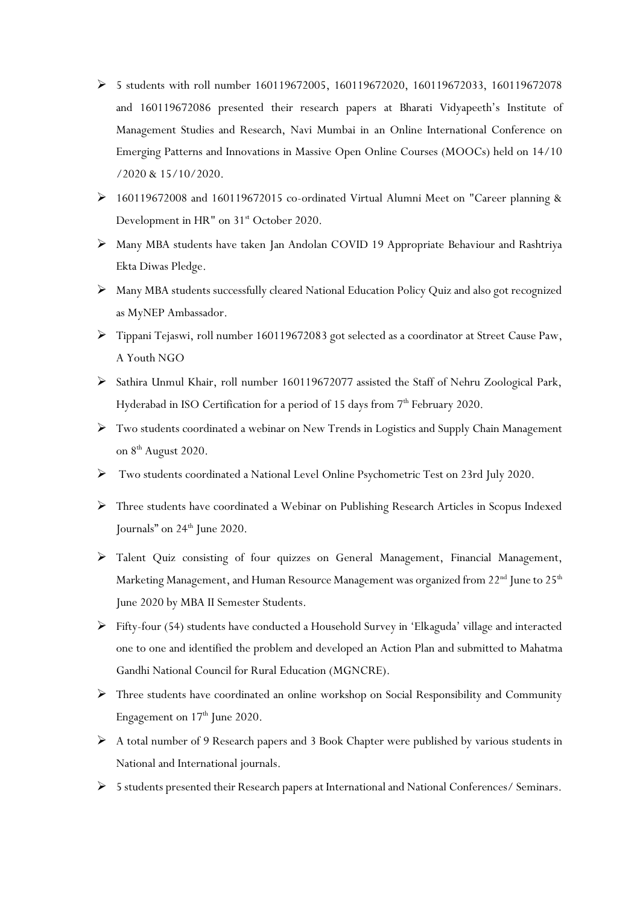- 5 students with roll number 160119672005, 160119672020, 160119672033, 160119672078 and 160119672086 presented their research papers at Bharati Vidyapeeth's Institute of Management Studies and Research, Navi Mumbai in an Online International Conference on Emerging Patterns and Innovations in Massive Open Online Courses (MOOCs) held on 14/10 /2020 & 15/10/2020.
- 160119672008 and 160119672015 co-ordinated Virtual Alumni Meet on "Career planning & Development in HR" on 31st October 2020.
- Many MBA students have taken Jan Andolan COVID 19 Appropriate Behaviour and Rashtriya Ekta Diwas Pledge.
- Many MBA students successfully cleared National Education Policy Quiz and also got recognized as MyNEP Ambassador.
- Tippani Tejaswi, roll number 160119672083 got selected as a coordinator at Street Cause Paw, A Youth NGO
- Sathira Unmul Khair, roll number 160119672077 assisted the Staff of Nehru Zoological Park, Hyderabad in ISO Certification for a period of 15 days from 7th February 2020.
- Two students coordinated a webinar on New Trends in Logistics and Supply Chain Management on 8th August 2020.
- Two students coordinated a National Level Online Psychometric Test on 23rd July 2020.
- Three students have coordinated a Webinar on Publishing Research Articles in Scopus Indexed Journals" on 24th June 2020.
- Talent Quiz consisting of four quizzes on General Management, Financial Management, Marketing Management, and Human Resource Management was organized from 22nd June to 25th June 2020 by MBA II Semester Students.
- Fifty-four (54) students have conducted a Household Survey in 'Elkaguda' village and interacted one to one and identified the problem and developed an Action Plan and submitted to Mahatma Gandhi National Council for Rural Education (MGNCRE).
- Three students have coordinated an online workshop on Social Responsibility and Community Engagement on 17th June 2020.
- A total number of 9 Research papers and 3 Book Chapter were published by various students in National and International journals.
- 5 students presented their Research papers at International and National Conferences/ Seminars.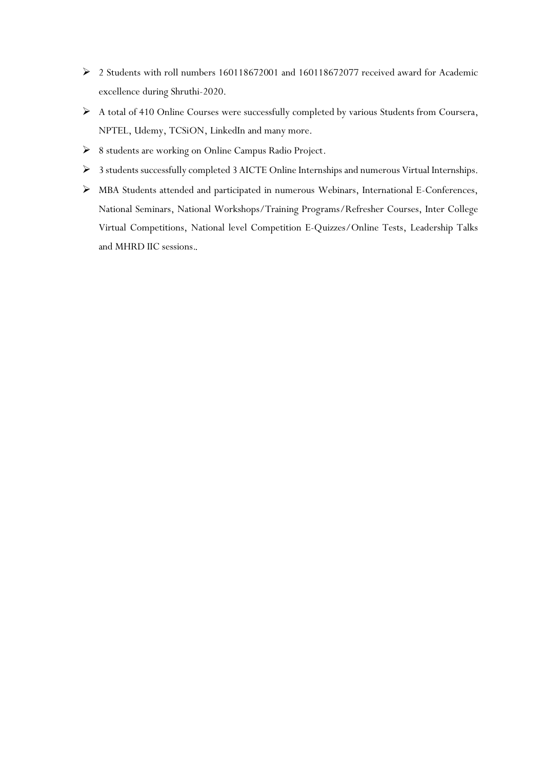- 2 Students with roll numbers 160118672001 and 160118672077 received award for Academic excellence during Shruthi-2020.
- A total of 410 Online Courses were successfully completed by various Students from Coursera, NPTEL, Udemy, TCSiON, LinkedIn and many more.
- 8 students are working on Online Campus Radio Project.
- 3 students successfully completed 3 AICTE Online Internships and numerous Virtual Internships.
- MBA Students attended and participated in numerous Webinars, International E-Conferences, National Seminars, National Workshops/Training Programs/Refresher Courses, Inter College Virtual Competitions, National level Competition E-Quizzes/Online Tests, Leadership Talks and MHRD IIC sessions..